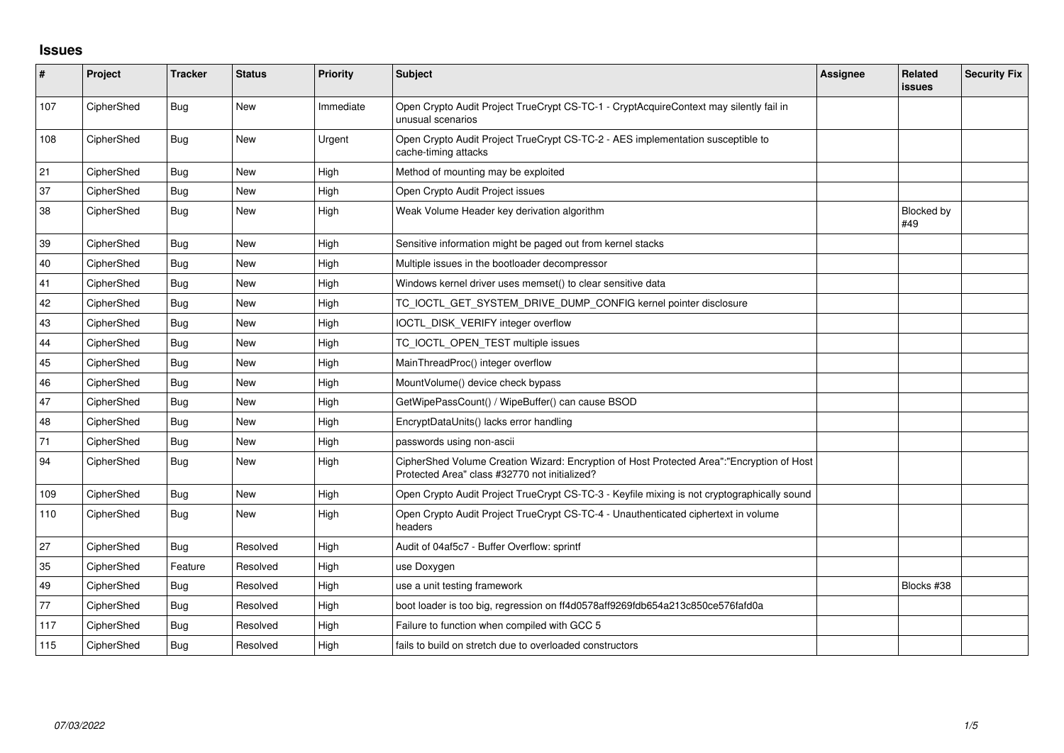## Issues

| # | Project | Tracker | Status | Priority | Subject | Assignee | Related issues | Security Fix |
|---|---|---|---|---|---|---|---|---|
| 107 | CipherShed | Bug | New | Immediate | Open Crypto Audit Project TrueCrypt CS-TC-1 - CryptAcquireContext may silently fail in unusual scenarios | | | |
| 108 | CipherShed | Bug | New | Urgent | Open Crypto Audit Project TrueCrypt CS-TC-2 - AES implementation susceptible to cache-timing attacks | | | |
| 21 | CipherShed | Bug | New | High | Method of mounting may be exploited | | | |
| 37 | CipherShed | Bug | New | High | Open Crypto Audit Project issues | | | |
| 38 | CipherShed | Bug | New | High | Weak Volume Header key derivation algorithm | | Blocked by #49 | |
| 39 | CipherShed | Bug | New | High | Sensitive information might be paged out from kernel stacks | | | |
| 40 | CipherShed | Bug | New | High | Multiple issues in the bootloader decompressor | | | |
| 41 | CipherShed | Bug | New | High | Windows kernel driver uses memset() to clear sensitive data | | | |
| 42 | CipherShed | Bug | New | High | TC_IOCTL_GET_SYSTEM_DRIVE_DUMP_CONFIG kernel pointer disclosure | | | |
| 43 | CipherShed | Bug | New | High | IOCTL_DISK_VERIFY integer overflow | | | |
| 44 | CipherShed | Bug | New | High | TC_IOCTL_OPEN_TEST multiple issues | | | |
| 45 | CipherShed | Bug | New | High | MainThreadProc() integer overflow | | | |
| 46 | CipherShed | Bug | New | High | MountVolume() device check bypass | | | |
| 47 | CipherShed | Bug | New | High | GetWipePassCount() / WipeBuffer() can cause BSOD | | | |
| 48 | CipherShed | Bug | New | High | EncryptDataUnits() lacks error handling | | | |
| 71 | CipherShed | Bug | New | High | passwords using non-ascii | | | |
| 94 | CipherShed | Bug | New | High | CipherShed Volume Creation Wizard: Encryption of Host Protected Area":"Encryption of Host Protected Area" class #32770 not initialized? | | | |
| 109 | CipherShed | Bug | New | High | Open Crypto Audit Project TrueCrypt CS-TC-3 - Keyfile mixing is not cryptographically sound | | | |
| 110 | CipherShed | Bug | New | High | Open Crypto Audit Project TrueCrypt CS-TC-4 - Unauthenticated ciphertext in volume headers | | | |
| 27 | CipherShed | Bug | Resolved | High | Audit of 04af5c7 - Buffer Overflow: sprintf | | | |
| 35 | CipherShed | Feature | Resolved | High | use Doxygen | | | |
| 49 | CipherShed | Bug | Resolved | High | use a unit testing framework | | Blocks #38 | |
| 77 | CipherShed | Bug | Resolved | High | boot loader is too big, regression on ff4d0578aff9269fdb654a213c850ce576fafd0a | | | |
| 117 | CipherShed | Bug | Resolved | High | Failure to function when compiled with GCC 5 | | | |
| 115 | CipherShed | Bug | Resolved | High | fails to build on stretch due to overloaded constructors | | | |

*07/03/2022*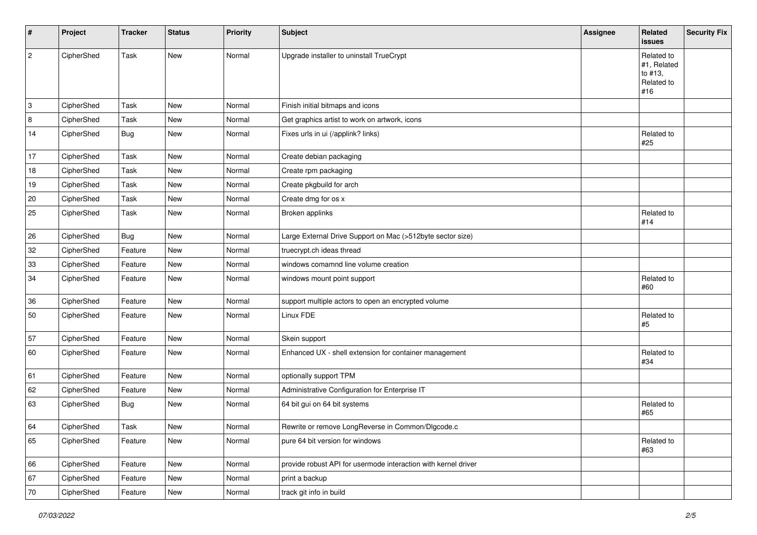| # | Project | Tracker | Status | Priority | Subject | Assignee | Related issues | Security Fix |
|---|---|---|---|---|---|---|---|---|
| 2 | CipherShed | Task | New | Normal | Upgrade installer to uninstall TrueCrypt | | Related to #1, Related to #13, Related to #16 | |
| 3 | CipherShed | Task | New | Normal | Finish initial bitmaps and icons | | | |
| 8 | CipherShed | Task | New | Normal | Get graphics artist to work on artwork, icons | | | |
| 14 | CipherShed | Bug | New | Normal | Fixes urls in ui (/applink? links) | | Related to #25 | |
| 17 | CipherShed | Task | New | Normal | Create debian packaging | | | |
| 18 | CipherShed | Task | New | Normal | Create rpm packaging | | | |
| 19 | CipherShed | Task | New | Normal | Create pkgbuild for arch | | | |
| 20 | CipherShed | Task | New | Normal | Create dmg for os x | | | |
| 25 | CipherShed | Task | New | Normal | Broken applinks | | Related to #14 | |
| 26 | CipherShed | Bug | New | Normal | Large External Drive Support on Mac (>512byte sector size) | | | |
| 32 | CipherShed | Feature | New | Normal | truecrypt.ch ideas thread | | | |
| 33 | CipherShed | Feature | New | Normal | windows comamnd line volume creation | | | |
| 34 | CipherShed | Feature | New | Normal | windows mount point support | | Related to #60 | |
| 36 | CipherShed | Feature | New | Normal | support multiple actors to open an encrypted volume | | | |
| 50 | CipherShed | Feature | New | Normal | Linux FDE | | Related to #5 | |
| 57 | CipherShed | Feature | New | Normal | Skein support | | | |
| 60 | CipherShed | Feature | New | Normal | Enhanced UX - shell extension for container management | | Related to #34 | |
| 61 | CipherShed | Feature | New | Normal | optionally support TPM | | | |
| 62 | CipherShed | Feature | New | Normal | Administrative Configuration for Enterprise IT | | | |
| 63 | CipherShed | Bug | New | Normal | 64 bit gui on 64 bit systems | | Related to #65 | |
| 64 | CipherShed | Task | New | Normal | Rewrite or remove LongReverse in Common/Dlgcode.c | | | |
| 65 | CipherShed | Feature | New | Normal | pure 64 bit version for windows | | Related to #63 | |
| 66 | CipherShed | Feature | New | Normal | provide robust API for usermode interaction with kernel driver | | | |
| 67 | CipherShed | Feature | New | Normal | print a backup | | | |
| 70 | CipherShed | Feature | New | Normal | track git info in build | | | |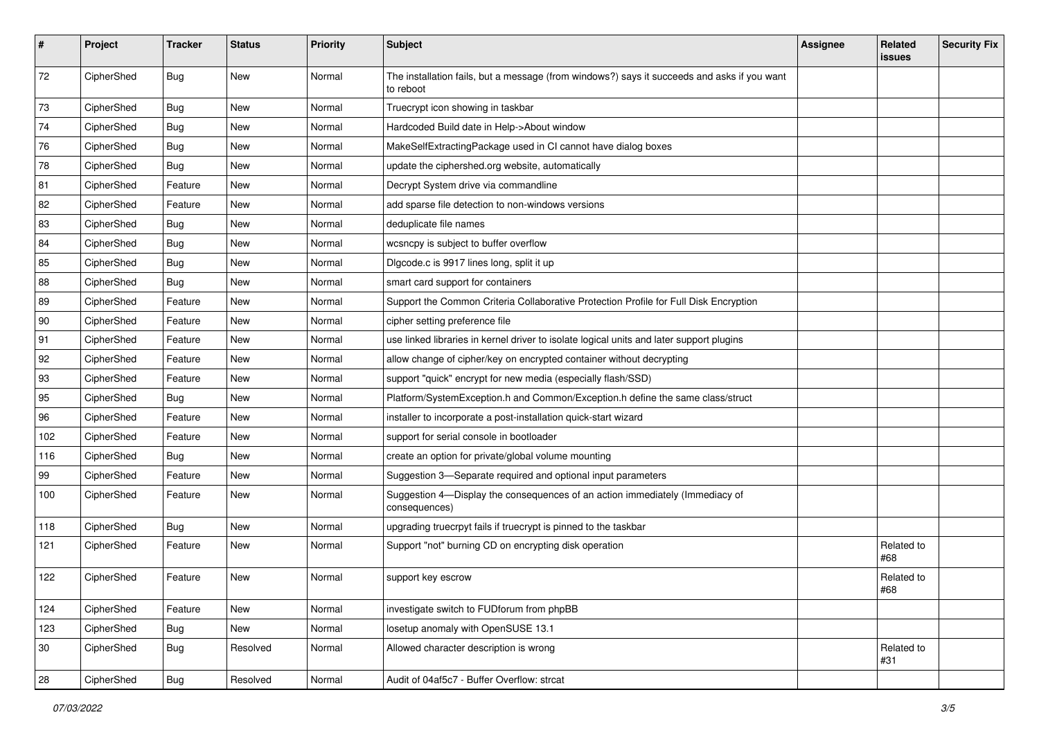| # | Project | Tracker | Status | Priority | Subject | Assignee | Related issues | Security Fix |
|---|---|---|---|---|---|---|---|---|
| 72 | CipherShed | Bug | New | Normal | The installation fails, but a message (from windows?) says it succeeds and asks if you want to reboot | | | |
| 73 | CipherShed | Bug | New | Normal | Truecrypt icon showing in taskbar | | | |
| 74 | CipherShed | Bug | New | Normal | Hardcoded Build date in Help->About window | | | |
| 76 | CipherShed | Bug | New | Normal | MakeSelfExtractingPackage used in CI cannot have dialog boxes | | | |
| 78 | CipherShed | Bug | New | Normal | update the ciphershed.org website, automatically | | | |
| 81 | CipherShed | Feature | New | Normal | Decrypt System drive via commandline | | | |
| 82 | CipherShed | Feature | New | Normal | add sparse file detection to non-windows versions | | | |
| 83 | CipherShed | Bug | New | Normal | deduplicate file names | | | |
| 84 | CipherShed | Bug | New | Normal | wcsncpy is subject to buffer overflow | | | |
| 85 | CipherShed | Bug | New | Normal | Dlgcode.c is 9917 lines long, split it up | | | |
| 88 | CipherShed | Bug | New | Normal | smart card support for containers | | | |
| 89 | CipherShed | Feature | New | Normal | Support the Common Criteria Collaborative Protection Profile for Full Disk Encryption | | | |
| 90 | CipherShed | Feature | New | Normal | cipher setting preference file | | | |
| 91 | CipherShed | Feature | New | Normal | use linked libraries in kernel driver to isolate logical units and later support plugins | | | |
| 92 | CipherShed | Feature | New | Normal | allow change of cipher/key on encrypted container without decrypting | | | |
| 93 | CipherShed | Feature | New | Normal | support "quick" encrypt for new media (especially flash/SSD) | | | |
| 95 | CipherShed | Bug | New | Normal | Platform/SystemException.h and Common/Exception.h define the same class/struct | | | |
| 96 | CipherShed | Feature | New | Normal | installer to incorporate a post-installation quick-start wizard | | | |
| 102 | CipherShed | Feature | New | Normal | support for serial console in bootloader | | | |
| 116 | CipherShed | Bug | New | Normal | create an option for private/global volume mounting | | | |
| 99 | CipherShed | Feature | New | Normal | Suggestion 3—Separate required and optional input parameters | | | |
| 100 | CipherShed | Feature | New | Normal | Suggestion 4—Display the consequences of an action immediately (Immediacy of consequences) | | | |
| 118 | CipherShed | Bug | New | Normal | upgrading truecrpyt fails if truecrypt is pinned to the taskbar | | | |
| 121 | CipherShed | Feature | New | Normal | Support "not" burning CD on encrypting disk operation | | Related to #68 | |
| 122 | CipherShed | Feature | New | Normal | support key escrow | | Related to #68 | |
| 124 | CipherShed | Feature | New | Normal | investigate switch to FUDforum from phpBB | | | |
| 123 | CipherShed | Bug | New | Normal | losetup anomaly with OpenSUSE 13.1 | | | |
| 30 | CipherShed | Bug | Resolved | Normal | Allowed character description is wrong | | Related to #31 | |
| 28 | CipherShed | Bug | Resolved | Normal | Audit of 04af5c7 - Buffer Overflow: strcat | | | |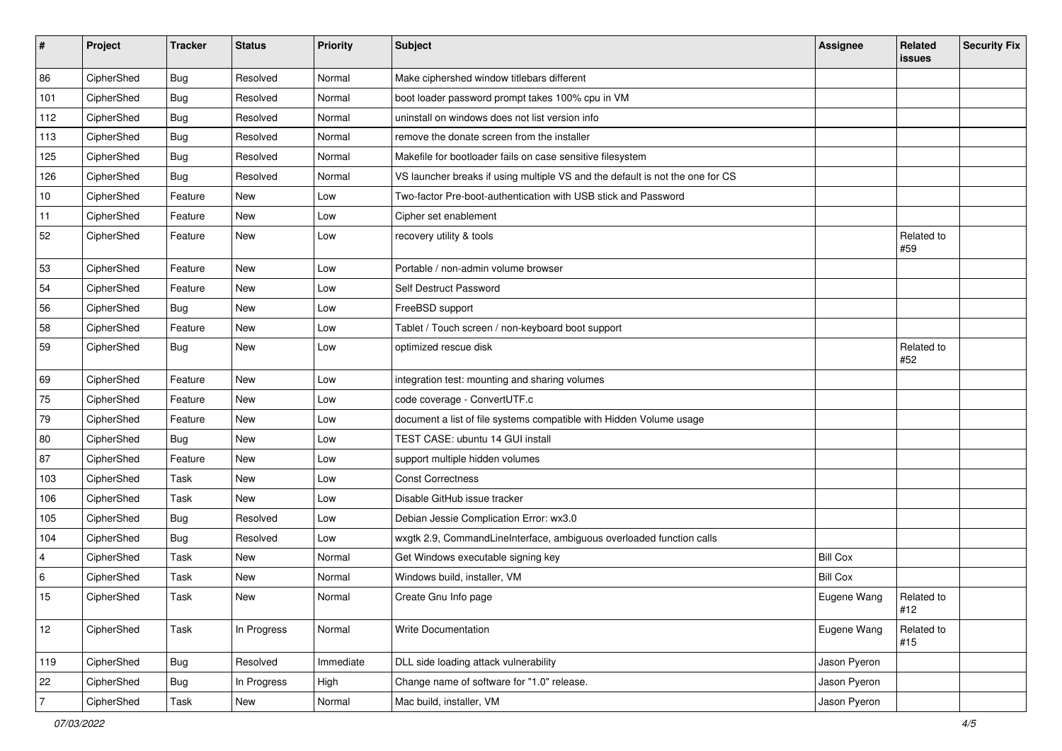| # | Project | Tracker | Status | Priority | Subject | Assignee | Related issues | Security Fix |
|---|---|---|---|---|---|---|---|---|
| 86 | CipherShed | Bug | Resolved | Normal | Make ciphershed window titlebars different | | | |
| 101 | CipherShed | Bug | Resolved | Normal | boot loader password prompt takes 100% cpu in VM | | | |
| 112 | CipherShed | Bug | Resolved | Normal | uninstall on windows does not list version info | | | |
| 113 | CipherShed | Bug | Resolved | Normal | remove the donate screen from the installer | | | |
| 125 | CipherShed | Bug | Resolved | Normal | Makefile for bootloader fails on case sensitive filesystem | | | |
| 126 | CipherShed | Bug | Resolved | Normal | VS launcher breaks if using multiple VS and the default is not the one for CS | | | |
| 10 | CipherShed | Feature | New | Low | Two-factor Pre-boot-authentication with USB stick and Password | | | |
| 11 | CipherShed | Feature | New | Low | Cipher set enablement | | | |
| 52 | CipherShed | Feature | New | Low | recovery utility & tools | | Related to #59 | |
| 53 | CipherShed | Feature | New | Low | Portable / non-admin volume browser | | | |
| 54 | CipherShed | Feature | New | Low | Self Destruct Password | | | |
| 56 | CipherShed | Bug | New | Low | FreeBSD support | | | |
| 58 | CipherShed | Feature | New | Low | Tablet / Touch screen / non-keyboard boot support | | | |
| 59 | CipherShed | Bug | New | Low | optimized rescue disk | | Related to #52 | |
| 69 | CipherShed | Feature | New | Low | integration test: mounting and sharing volumes | | | |
| 75 | CipherShed | Feature | New | Low | code coverage - ConvertUTF.c | | | |
| 79 | CipherShed | Feature | New | Low | document a list of file systems compatible with Hidden Volume usage | | | |
| 80 | CipherShed | Bug | New | Low | TEST CASE: ubuntu 14 GUI install | | | |
| 87 | CipherShed | Feature | New | Low | support multiple hidden volumes | | | |
| 103 | CipherShed | Task | New | Low | Const Correctness | | | |
| 106 | CipherShed | Task | New | Low | Disable GitHub issue tracker | | | |
| 105 | CipherShed | Bug | Resolved | Low | Debian Jessie Complication Error: wx3.0 | | | |
| 104 | CipherShed | Bug | Resolved | Low | wxgtk 2.9, CommandLineInterface, ambiguous overloaded function calls | | | |
| 4 | CipherShed | Task | New | Normal | Get Windows executable signing key | Bill Cox | | |
| 6 | CipherShed | Task | New | Normal | Windows build, installer, VM | Bill Cox | | |
| 15 | CipherShed | Task | New | Normal | Create Gnu Info page | Eugene Wang | Related to #12 | |
| 12 | CipherShed | Task | In Progress | Normal | Write Documentation | Eugene Wang | Related to #15 | |
| 119 | CipherShed | Bug | Resolved | Immediate | DLL side loading attack vulnerability | Jason Pyeron | | |
| 22 | CipherShed | Bug | In Progress | High | Change name of software for "1.0" release. | Jason Pyeron | | |
| 7 | CipherShed | Task | New | Normal | Mac build, installer, VM | Jason Pyeron | | |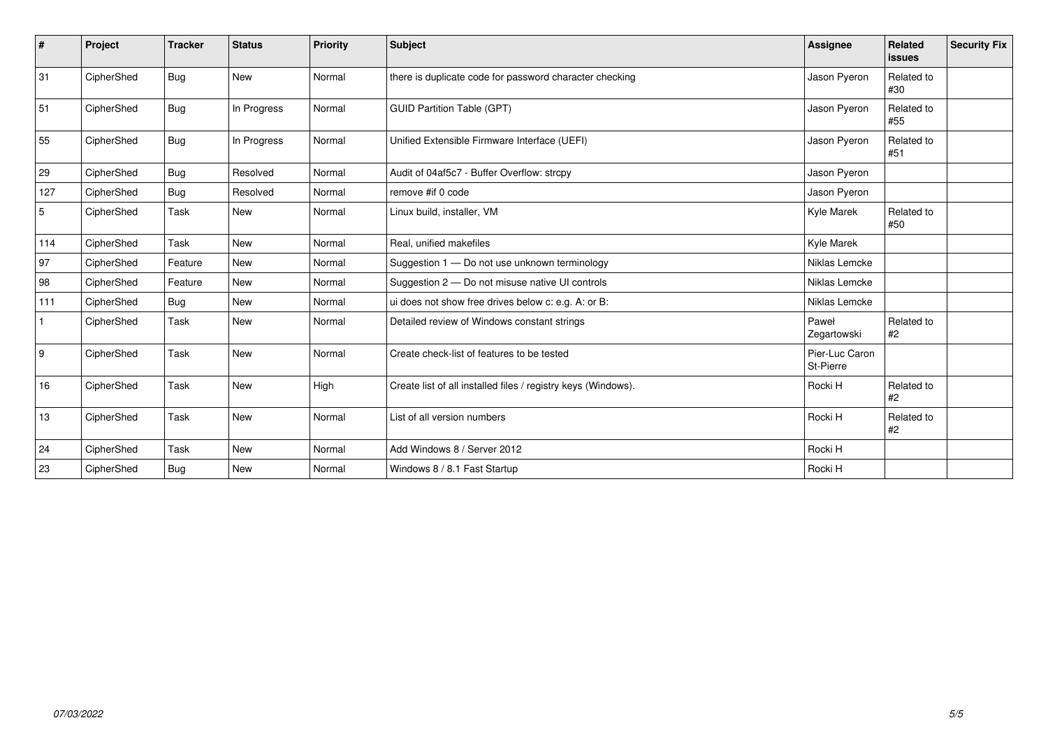| # | Project | Tracker | Status | Priority | Subject | Assignee | Related issues | Security Fix |
|---|---|---|---|---|---|---|---|---|
| 31 | CipherShed | Bug | New | Normal | there is duplicate code for password character checking | Jason Pyeron | Related to #30 | |
| 51 | CipherShed | Bug | In Progress | Normal | GUID Partition Table (GPT) | Jason Pyeron | Related to #55 | |
| 55 | CipherShed | Bug | In Progress | Normal | Unified Extensible Firmware Interface (UEFI) | Jason Pyeron | Related to #51 | |
| 29 | CipherShed | Bug | Resolved | Normal | Audit of 04af5c7 - Buffer Overflow: strcpy | Jason Pyeron | | |
| 127 | CipherShed | Bug | Resolved | Normal | remove #if 0 code | Jason Pyeron | | |
| 5 | CipherShed | Task | New | Normal | Linux build, installer, VM | Kyle Marek | Related to #50 | |
| 114 | CipherShed | Task | New | Normal | Real, unified makefiles | Kyle Marek | | |
| 97 | CipherShed | Feature | New | Normal | Suggestion 1 — Do not use unknown terminology | Niklas Lemcke | | |
| 98 | CipherShed | Feature | New | Normal | Suggestion 2 — Do not misuse native UI controls | Niklas Lemcke | | |
| 111 | CipherShed | Bug | New | Normal | ui does not show free drives below c: e.g. A: or B: | Niklas Lemcke | | |
| 1 | CipherShed | Task | New | Normal | Detailed review of Windows constant strings | Paweł Zegartowski | Related to #2 | |
| 9 | CipherShed | Task | New | Normal | Create check-list of features to be tested | Pier-Luc Caron St-Pierre | | |
| 16 | CipherShed | Task | New | High | Create list of all installed files / registry keys (Windows). | Rocki H | Related to #2 | |
| 13 | CipherShed | Task | New | Normal | List of all version numbers | Rocki H | Related to #2 | |
| 24 | CipherShed | Task | New | Normal | Add Windows 8 / Server 2012 | Rocki H | | |
| 23 | CipherShed | Bug | New | Normal | Windows 8 / 8.1 Fast Startup | Rocki H | | |

*07/03/2022*